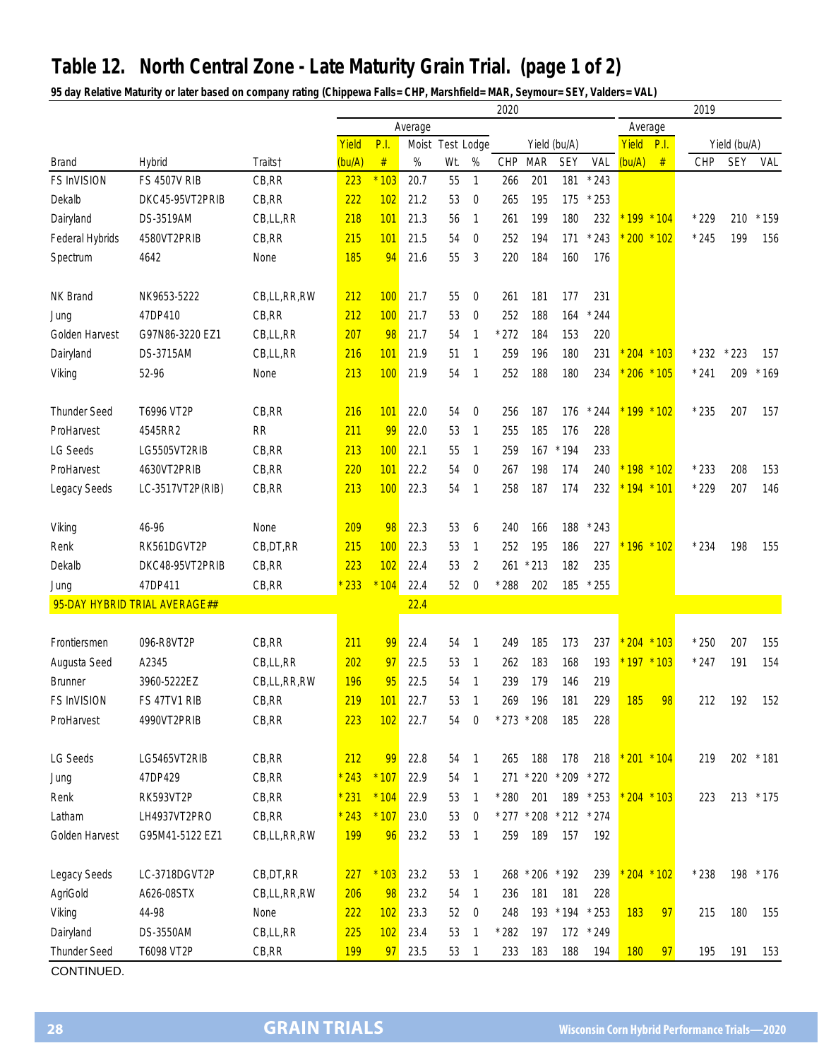# Table 12. North Central Zone - Late Maturity Grain Trial. (page 1 of 2)

**95 day Relative Maturity or later based on company rating (Chippewa Falls= CHP, Marshfield= MAR, Seymour= SEY, Valders= VAL)**

| | | | 2020 | | | | | | | | | 2019 | | | | |
|---|---|---|---|---|---|---|---|---|---|---|---|---|---|---|---|---|
| | | | Average | | | | | Yield (bu/A) | | | | Average | | Yield (bu/A) | | |
| Brand | Hybrid | Traits† | Yield (bu/A) | P.I. # | Moist % | Test Wt. | Lodge % | CHP | MAR | SEY | VAL | Yield (bu/A) | P.I. # | CHP | SEY | VAL |
| FS InVISION | FS 4507V RIB | CB,RR | 223 | *103 | 20.7 | 55 | 1 | 266 | 201 | 181 | *243 | | | | | |
| Dekalb | DKC45-95VT2PRIB | CB,RR | 222 | 102 | 21.2 | 53 | 0 | 265 | 195 | 175 | *253 | | | | | |
| Dairyland | DS-3519AM | CB,LL,RR | 218 | 101 | 21.3 | 56 | 1 | 261 | 199 | 180 | 232 | *199 | *104 | *229 | 210 | *159 |
| Federal Hybrids | 4580VT2PRIB | CB,RR | 215 | 101 | 21.5 | 54 | 0 | 252 | 194 | 171 | *243 | *200 | *102 | *245 | 199 | 156 |
| Spectrum | 4642 | None | 185 | 94 | 21.6 | 55 | 3 | 220 | 184 | 160 | 176 | | | | | |
| NK Brand | NK9653-5222 | CB,LL,RR,RW | 212 | 100 | 21.7 | 55 | 0 | 261 | 181 | 177 | 231 | | | | | |
| Jung | 47DP410 | CB,RR | 212 | 100 | 21.7 | 53 | 0 | 252 | 188 | 164 | *244 | | | | | |
| Golden Harvest | G97N86-3220 EZ1 | CB,LL,RR | 207 | 98 | 21.7 | 54 | 1 | *272 | 184 | 153 | 220 | | | | | |
| Dairyland | DS-3715AM | CB,LL,RR | 216 | 101 | 21.9 | 51 | 1 | 259 | 196 | 180 | 231 | *204 | *103 | *232 | *223 | 157 |
| Viking | 52-96 | None | 213 | 100 | 21.9 | 54 | 1 | 252 | 188 | 180 | 234 | *206 | *105 | *241 | 209 | *169 |
| Thunder Seed | T6996 VT2P | CB,RR | 216 | 101 | 22.0 | 54 | 0 | 256 | 187 | 176 | *244 | *199 | *102 | *235 | 207 | 157 |
| ProHarvest | 4545RR2 | RR | 211 | 99 | 22.0 | 53 | 1 | 255 | 185 | 176 | 228 | | | | | |
| LG Seeds | LG5505VT2RIB | CB,RR | 213 | 100 | 22.1 | 55 | 1 | 259 | 167 | *194 | 233 | | | | | |
| ProHarvest | 4630VT2PRIB | CB,RR | 220 | 101 | 22.2 | 54 | 0 | 267 | 198 | 174 | 240 | *198 | *102 | *233 | 208 | 153 |
| Legacy Seeds | LC-3517VT2P(RIB) | CB,RR | 213 | 100 | 22.3 | 54 | 1 | 258 | 187 | 174 | 232 | *194 | *101 | *229 | 207 | 146 |
| Viking | 46-96 | None | 209 | 98 | 22.3 | 53 | 6 | 240 | 166 | 188 | *243 | | | | | |
| Renk | RK561DGVT2P | CB,DT,RR | 215 | 100 | 22.3 | 53 | 1 | 252 | 195 | 186 | 227 | *196 | *102 | *234 | 198 | 155 |
| Dekalb | DKC48-95VT2PRIB | CB,RR | 223 | 102 | 22.4 | 53 | 2 | 261 | *213 | 182 | 235 | | | | | |
| Jung | 47DP411 | CB,RR | *233 | *104 | 22.4 | 52 | 0 | *288 | 202 | 185 | *255 | | | | | |
| 95-DAY HYBRID TRIAL AVERAGE## | | | | | 22.4 | | | | | | | | | | | |
| Frontiersmen | 096-R8VT2P | CB,RR | 211 | 99 | 22.4 | 54 | 1 | 249 | 185 | 173 | 237 | *204 | *103 | *250 | 207 | 155 |
| Augusta Seed | A2345 | CB,LL,RR | 202 | 97 | 22.5 | 53 | 1 | 262 | 183 | 168 | 193 | *197 | *103 | *247 | 191 | 154 |
| Brunner | 3960-5222EZ | CB,LL,RR,RW | 196 | 95 | 22.5 | 54 | 1 | 239 | 179 | 146 | 219 | | | | | |
| FS InVISION | FS 47TV1 RIB | CB,RR | 219 | 101 | 22.7 | 53 | 1 | 269 | 196 | 181 | 229 | 185 | 98 | 212 | 192 | 152 |
| ProHarvest | 4990VT2PRIB | CB,RR | 223 | 102 | 22.7 | 54 | 0 | *273 | *208 | 185 | 228 | | | | | |
| LG Seeds | LG5465VT2RIB | CB,RR | 212 | 99 | 22.8 | 54 | 1 | 265 | 188 | 178 | 218 | *201 | *104 | 219 | 202 | *181 |
| Jung | 47DP429 | CB,RR | *243 | *107 | 22.9 | 54 | 1 | 271 | *220 | *209 | *272 | | | | | |
| Renk | RK593VT2P | CB,RR | *231 | *104 | 22.9 | 53 | 1 | *280 | 201 | 189 | *253 | *204 | *103 | 223 | 213 | *175 |
| Latham | LH4937VT2PRO | CB,RR | *243 | *107 | 23.0 | 53 | 0 | *277 | *208 | *212 | *274 | | | | | |
| Golden Harvest | G95M41-5122 EZ1 | CB,LL,RR,RW | 199 | 96 | 23.2 | 53 | 1 | 259 | 189 | 157 | 192 | | | | | |
| Legacy Seeds | LC-3718DGVT2P | CB,DT,RR | 227 | *103 | 23.2 | 53 | 1 | 268 | *206 | *192 | 239 | *204 | *102 | *238 | 198 | *176 |
| AgriGold | A626-08STX | CB,LL,RR,RW | 206 | 98 | 23.2 | 54 | 1 | 236 | 181 | 181 | 228 | | | | | |
| Viking | 44-98 | None | 222 | 102 | 23.3 | 52 | 0 | 248 | 193 | *194 | *253 | 183 | 97 | 215 | 180 | 155 |
| Dairyland | DS-3550AM | CB,LL,RR | 225 | 102 | 23.4 | 53 | 1 | *282 | 197 | 172 | *249 | | | | | |
| Thunder Seed | T6098 VT2P | CB,RR | 199 | 97 | 23.5 | 53 | 1 | 233 | 183 | 188 | 194 | 180 | 97 | 195 | 191 | 153 |

CONTINUED.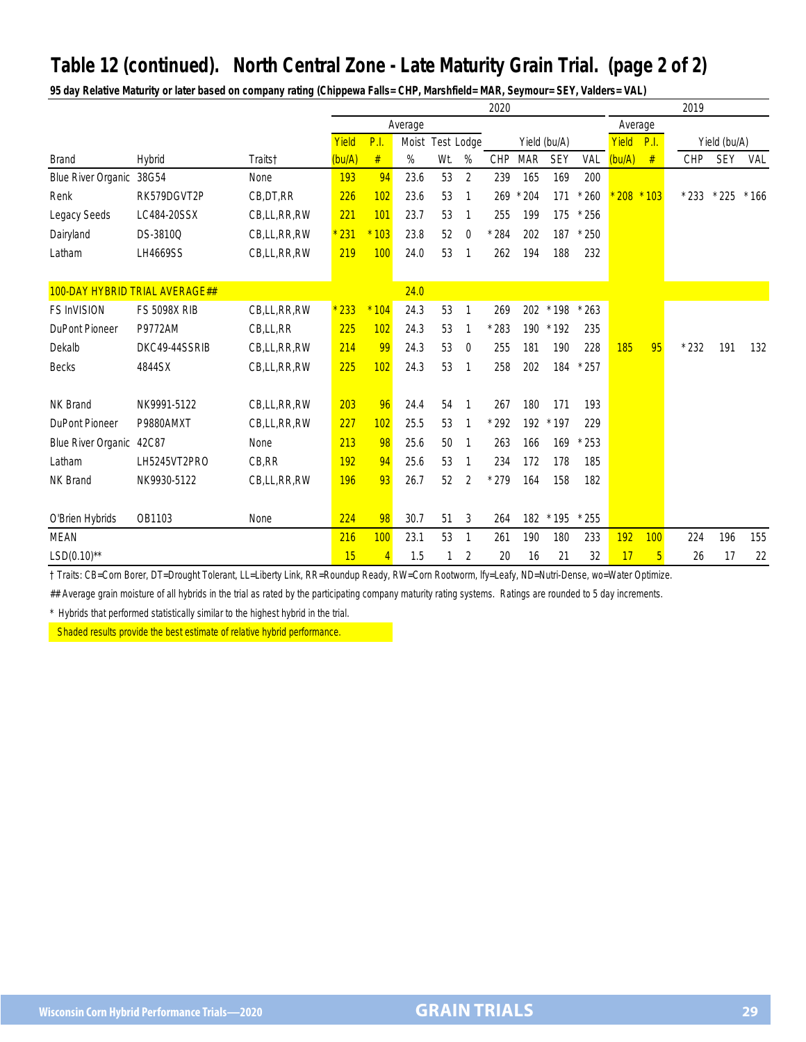## Table 12 (continued). North Central Zone - Late Maturity Grain Trial. (page 2 of 2)

**95 day Relative Maturity or later based on company rating (Chippewa Falls= CHP, Marshfield= MAR, Seymour= SEY, Valders= VAL)**

| | | | 2020 | | | | | | | | | 2019 | | | | |
|---|---|---|---|---|---|---|---|---|---|---|---|---|---|---|---|---|
| | | | Average | | | | | | | | | Average | | | | |
| | | | Yield | P.I. | Moist | Test | Lodge | Yield (bu/A) | | | | Yield | P.I. | Yield (bu/A) | | |
| Brand | Hybrid | Traits† | (bu/A) | # | % | Wt. | % | CHP | MAR | SEY | VAL | (bu/A) | # | CHP | SEY | VAL |
| Blue River Organic | 38G54 | None | 193 | 94 | 23.6 | 53 | 2 | 239 | 165 | 169 | 200 | | | | | |
| Renk | RK579DGVT2P | CB,DT,RR | 226 | 102 | 23.6 | 53 | 1 | 269 | * 204 | 171 | * 260 | * 208 | * 103 | * 233 | * 225 | * 166 |
| Legacy Seeds | LC484-20SSX | CB,LL,RR,RW | 221 | 101 | 23.7 | 53 | 1 | 255 | 199 | 175 | * 256 | | | | | |
| Dairyland | DS-3810Q | CB,LL,RR,RW | * 231 | * 103 | 23.8 | 52 | 0 | * 284 | 202 | 187 | * 250 | | | | | |
| Latham | LH4669SS | CB,LL,RR,RW | 219 | 100 | 24.0 | 53 | 1 | 262 | 194 | 188 | 232 | | | | | |
| 100-DAY HYBRID TRIAL AVERAGE## | | | | | 24.0 | | | | | | | | | | | |
| FS InVISION | FS 5098X RIB | CB,LL,RR,RW | * 233 | * 104 | 24.3 | 53 | 1 | 269 | 202 | * 198 | * 263 | | | | | |
| DuPont Pioneer | P9772AM | CB,LL,RR | 225 | 102 | 24.3 | 53 | 1 | * 283 | 190 | * 192 | 235 | | | | | |
| Dekalb | DKC49-44SSRIB | CB,LL,RR,RW | 214 | 99 | 24.3 | 53 | 0 | 255 | 181 | 190 | 228 | 185 | 95 | * 232 | 191 | 132 |
| Becks | 4844SX | CB,LL,RR,RW | 225 | 102 | 24.3 | 53 | 1 | 258 | 202 | 184 | * 257 | | | | | |
| NK Brand | NK9991-5122 | CB,LL,RR,RW | 203 | 96 | 24.4 | 54 | 1 | 267 | 180 | 171 | 193 | | | | | |
| DuPont Pioneer | P9880AMXT | CB,LL,RR,RW | 227 | 102 | 25.5 | 53 | 1 | * 292 | 192 | * 197 | 229 | | | | | |
| Blue River Organic | 42C87 | None | 213 | 98 | 25.6 | 50 | 1 | 263 | 166 | 169 | * 253 | | | | | |
| Latham | LH5245VT2PRO | CB,RR | 192 | 94 | 25.6 | 53 | 1 | 234 | 172 | 178 | 185 | | | | | |
| NK Brand | NK9930-5122 | CB,LL,RR,RW | 196 | 93 | 26.7 | 52 | 2 | * 279 | 164 | 158 | 182 | | | | | |
| O'Brien Hybrids | OB1103 | None | 224 | 98 | 30.7 | 51 | 3 | 264 | 182 | * 195 | * 255 | | | | | |
| MEAN | | | 216 | 100 | 23.1 | 53 | 1 | 261 | 190 | 180 | 233 | 192 | 100 | 224 | 196 | 155 |
| LSD(0.10)** | | | 15 | 4 | 1.5 | 1 | 2 | 20 | 16 | 21 | 32 | 17 | 5 | 26 | 17 | 22 |

† Traits: CB=Corn Borer, DT=Drought Tolerant, LL=Liberty Link, RR=Roundup Ready, RW=Corn Rootworm, lfy=Leafy, ND=Nutri-Dense, wo=Water Optimize.

## Average grain moisture of all hybrids in the trial as rated by the participating company maturity rating systems. Ratings are rounded to 5 day increments.

\* Hybrids that performed statistically similar to the highest hybrid in the trial.

Shaded results provide the best estimate of relative hybrid performance.